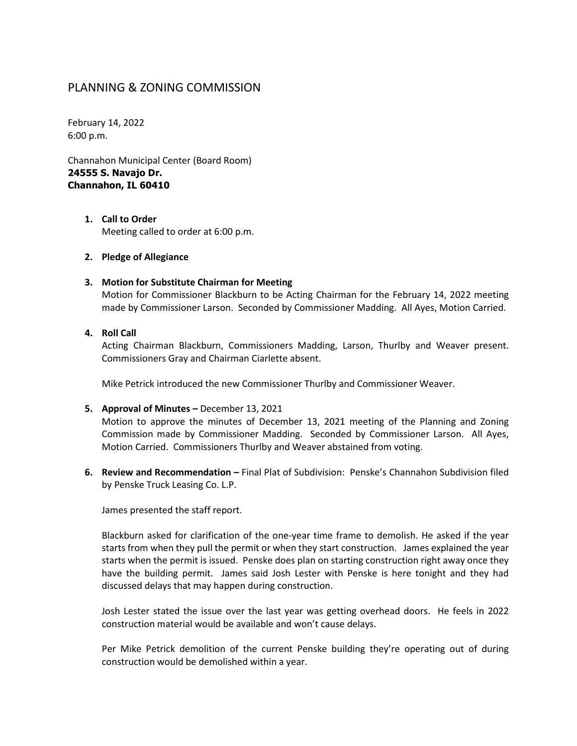# PLANNING & ZONING COMMISSION

February 14, 2022
6:00 p.m.

Channahon Municipal Center (Board Room)
**24555 S. Navajo Dr.**
**Channahon, IL 60410**

1. **Call to Order**
   Meeting called to order at 6:00 p.m.

2. **Pledge of Allegiance**

3. **Motion for Substitute Chairman for Meeting**
   Motion for Commissioner Blackburn to be Acting Chairman for the February 14, 2022 meeting made by Commissioner Larson. Seconded by Commissioner Madding. All Ayes, Motion Carried.

4. **Roll Call**
   Acting Chairman Blackburn, Commissioners Madding, Larson, Thurlby and Weaver present. Commissioners Gray and Chairman Ciarlette absent.

   Mike Petrick introduced the new Commissioner Thurlby and Commissioner Weaver.

5. **Approval of Minutes –** December 13, 2021
   Motion to approve the minutes of December 13, 2021 meeting of the Planning and Zoning Commission made by Commissioner Madding. Seconded by Commissioner Larson. All Ayes, Motion Carried. Commissioners Thurlby and Weaver abstained from voting.

6. **Review and Recommendation –** Final Plat of Subdivision: Penske's Channahon Subdivision filed by Penske Truck Leasing Co. L.P.

   James presented the staff report.

   Blackburn asked for clarification of the one-year time frame to demolish. He asked if the year starts from when they pull the permit or when they start construction. James explained the year starts when the permit is issued. Penske does plan on starting construction right away once they have the building permit. James said Josh Lester with Penske is here tonight and they had discussed delays that may happen during construction.

   Josh Lester stated the issue over the last year was getting overhead doors. He feels in 2022 construction material would be available and won't cause delays.

   Per Mike Petrick demolition of the current Penske building they're operating out of during construction would be demolished within a year.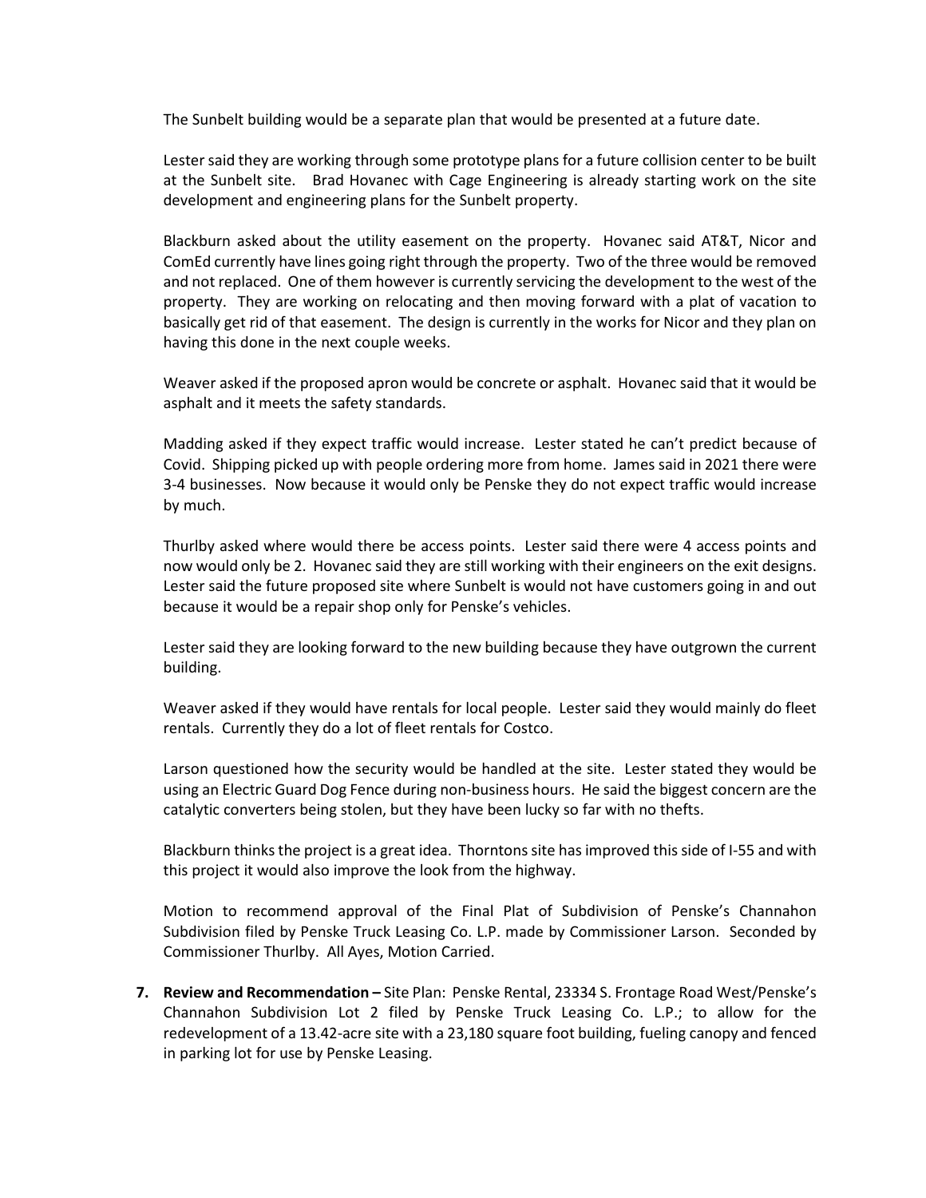The Sunbelt building would be a separate plan that would be presented at a future date.

Lester said they are working through some prototype plans for a future collision center to be built at the Sunbelt site. Brad Hovanec with Cage Engineering is already starting work on the site development and engineering plans for the Sunbelt property.

Blackburn asked about the utility easement on the property. Hovanec said AT&T, Nicor and ComEd currently have lines going right through the property. Two of the three would be removed and not replaced. One of them however is currently servicing the development to the west of the property. They are working on relocating and then moving forward with a plat of vacation to basically get rid of that easement. The design is currently in the works for Nicor and they plan on having this done in the next couple weeks.

Weaver asked if the proposed apron would be concrete or asphalt. Hovanec said that it would be asphalt and it meets the safety standards.

Madding asked if they expect traffic would increase. Lester stated he can't predict because of Covid. Shipping picked up with people ordering more from home. James said in 2021 there were 3-4 businesses. Now because it would only be Penske they do not expect traffic would increase by much.

Thurlby asked where would there be access points. Lester said there were 4 access points and now would only be 2. Hovanec said they are still working with their engineers on the exit designs. Lester said the future proposed site where Sunbelt is would not have customers going in and out because it would be a repair shop only for Penske's vehicles.

Lester said they are looking forward to the new building because they have outgrown the current building.

Weaver asked if they would have rentals for local people. Lester said they would mainly do fleet rentals. Currently they do a lot of fleet rentals for Costco.

Larson questioned how the security would be handled at the site. Lester stated they would be using an Electric Guard Dog Fence during non-business hours. He said the biggest concern are the catalytic converters being stolen, but they have been lucky so far with no thefts.

Blackburn thinks the project is a great idea. Thorntons site has improved this side of I-55 and with this project it would also improve the look from the highway.

Motion to recommend approval of the Final Plat of Subdivision of Penske's Channahon Subdivision filed by Penske Truck Leasing Co. L.P. made by Commissioner Larson. Seconded by Commissioner Thurlby. All Ayes, Motion Carried.

7. **Review and Recommendation –** Site Plan: Penske Rental, 23334 S. Frontage Road West/Penske's Channahon Subdivision Lot 2 filed by Penske Truck Leasing Co. L.P.; to allow for the redevelopment of a 13.42-acre site with a 23,180 square foot building, fueling canopy and fenced in parking lot for use by Penske Leasing.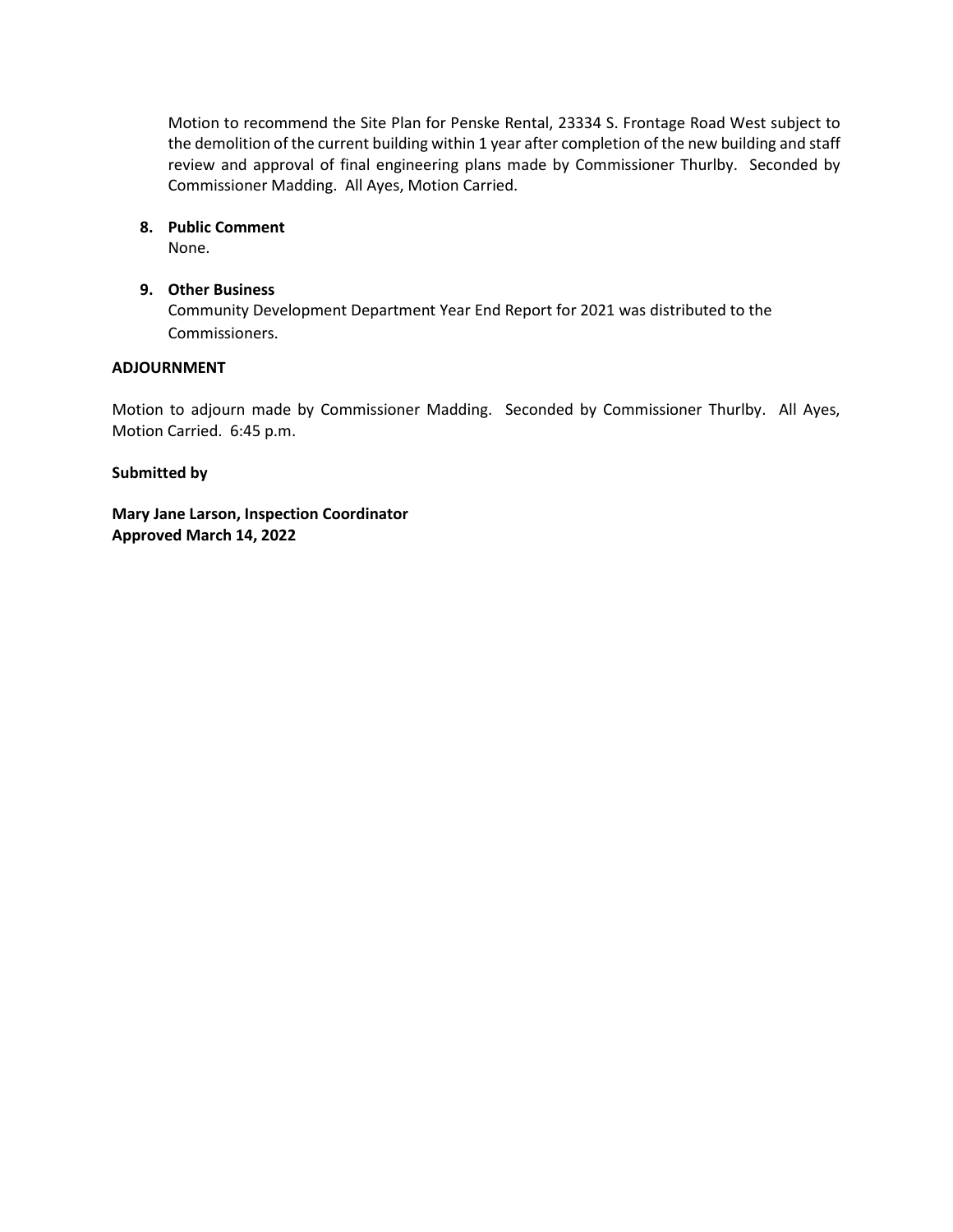Motion to recommend the Site Plan for Penske Rental, 23334 S. Frontage Road West subject to the demolition of the current building within 1 year after completion of the new building and staff review and approval of final engineering plans made by Commissioner Thurlby. Seconded by Commissioner Madding. All Ayes, Motion Carried.

8. **Public Comment**
   None.

9. **Other Business**
   Community Development Department Year End Report for 2021 was distributed to the Commissioners.

**ADJOURNMENT**

Motion to adjourn made by Commissioner Madding. Seconded by Commissioner Thurlby. All Ayes, Motion Carried. 6:45 p.m.

**Submitted by**

**Mary Jane Larson, Inspection Coordinator**
**Approved March 14, 2022**